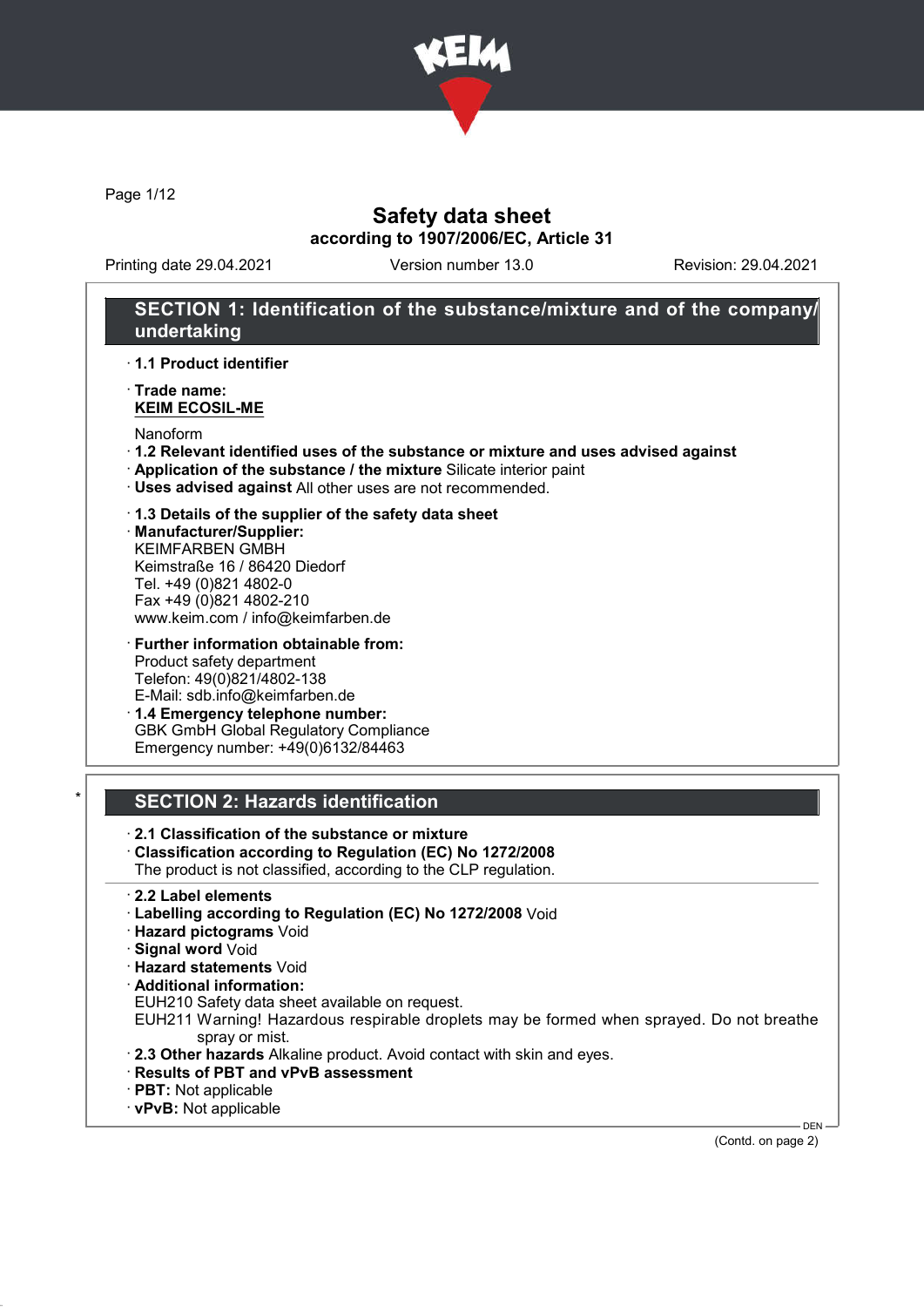# Safety data sheet

**according to 1907/2006/EC, Article 31**

Printing date 29.04.2021 | Version number 13.0 | Revision: 29.04.2021

## SECTION 1: Identification of the substance/mixture and of the company/undertaking

· **1.1 Product identifier**

· **Trade name:**
**KEIM ECOSIL-ME**

Nanoform

· **1.2 Relevant identified uses of the substance or mixture and uses advised against**
· **Application of the substance / the mixture** Silicate interior paint
· **Uses advised against** All other uses are not recommended.

· **1.3 Details of the supplier of the safety data sheet**
· **Manufacturer/Supplier:**
KEIMFARBEN GMBH
Keimstraße 16 / 86420 Diedorf
Tel. +49 (0)821 4802-0
Fax +49 (0)821 4802-210
www.keim.com / info@keimfarben.de

· **Further information obtainable from:**
Product safety department
Telefon: 49(0)821/4802-138
E-Mail: sdb.info@keimfarben.de
· **1.4 Emergency telephone number:**
GBK GmbH Global Regulatory Compliance
Emergency number: +49(0)6132/84463

## * SECTION 2: Hazards identification

· **2.1 Classification of the substance or mixture**
· **Classification according to Regulation (EC) No 1272/2008**
The product is not classified, according to the CLP regulation.

· **2.2 Label elements**
· **Labelling according to Regulation (EC) No 1272/2008** Void
· **Hazard pictograms** Void
· **Signal word** Void
· **Hazard statements** Void
· **Additional information:**
EUH210 Safety data sheet available on request.
EUH211 Warning! Hazardous respirable droplets may be formed when sprayed. Do not breathe spray or mist.
· **2.3 Other hazards** Alkaline product. Avoid contact with skin and eyes.
· **Results of PBT and vPvB assessment**
· **PBT:** Not applicable
· **vPvB:** Not applicable

(Contd. on page 2)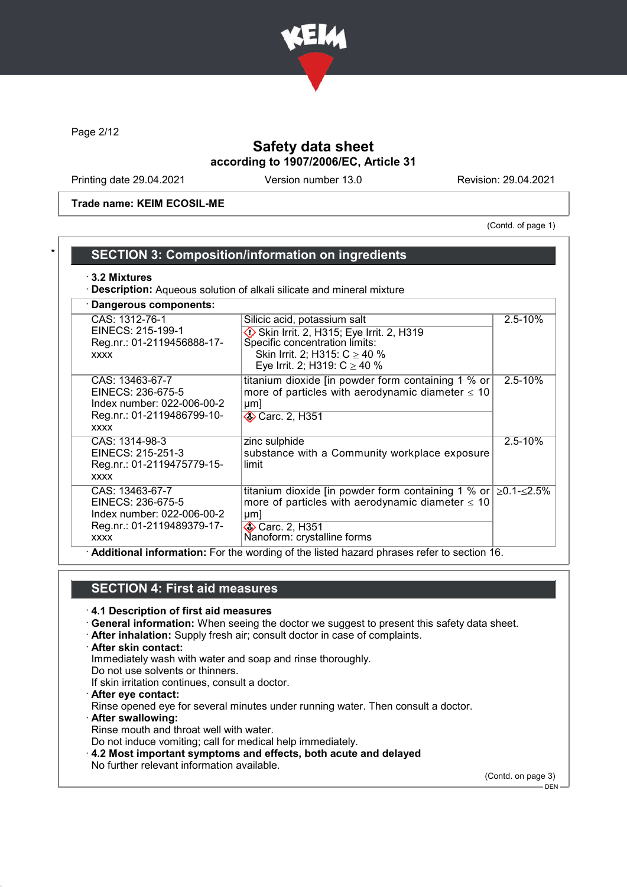Printing date 29.04.2021 | Version number 13.0 | Revision: 29.04.2021

**Trade name: KEIM ECOSIL-ME**

(Contd. of page 1)

## SECTION 3: Composition/information on ingredients

· **3.2 Mixtures**

· **Description:** Aqueous solution of alkali silicate and mineral mixture

· **Dangerous components:**

| | | |
|---|---|---|
| CAS: 1312-76-1<br>EINECS: 215-199-1<br>Reg.nr.: 01-2119456888-17-xxxx | Silicic acid, potassium salt<br>Skin Irrit. 2, H315; Eye Irrit. 2, H319<br>Specific concentration limits:<br>Skin Irrit. 2; H315: C ≥ 40 %<br>Eye Irrit. 2; H319: C ≥ 40 % | 2.5-10% |
| CAS: 13463-67-7<br>EINECS: 236-675-5<br>Index number: 022-006-00-2<br>Reg.nr.: 01-2119486799-10-xxxx | titanium dioxide [in powder form containing 1 % or more of particles with aerodynamic diameter ≤ 10 μm]<br>Carc. 2, H351 | 2.5-10% |
| CAS: 1314-98-3<br>EINECS: 215-251-3<br>Reg.nr.: 01-2119475779-15-xxxx | zinc sulphide<br>substance with a Community workplace exposure limit | 2.5-10% |
| CAS: 13463-67-7<br>EINECS: 236-675-5<br>Index number: 022-006-00-2<br>Reg.nr.: 01-2119489379-17-xxxx | titanium dioxide [in powder form containing 1 % or more of particles with aerodynamic diameter ≤ 10 μm]<br>Carc. 2, H351<br>Nanoform: crystalline forms | ≥0.1-≤2.5% |

· **Additional information:** For the wording of the listed hazard phrases refer to section 16.

## SECTION 4: First aid measures

· **4.1 Description of first aid measures**

· **General information:** When seeing the doctor we suggest to present this safety data sheet.

· **After inhalation:** Supply fresh air; consult doctor in case of complaints.

· **After skin contact:**
Immediately wash with water and soap and rinse thoroughly.
Do not use solvents or thinners.
If skin irritation continues, consult a doctor.

· **After eye contact:**
Rinse opened eye for several minutes under running water. Then consult a doctor.

· **After swallowing:**
Rinse mouth and throat well with water.
Do not induce vomiting; call for medical help immediately.

· **4.2 Most important symptoms and effects, both acute and delayed**
No further relevant information available.

(Contd. on page 3)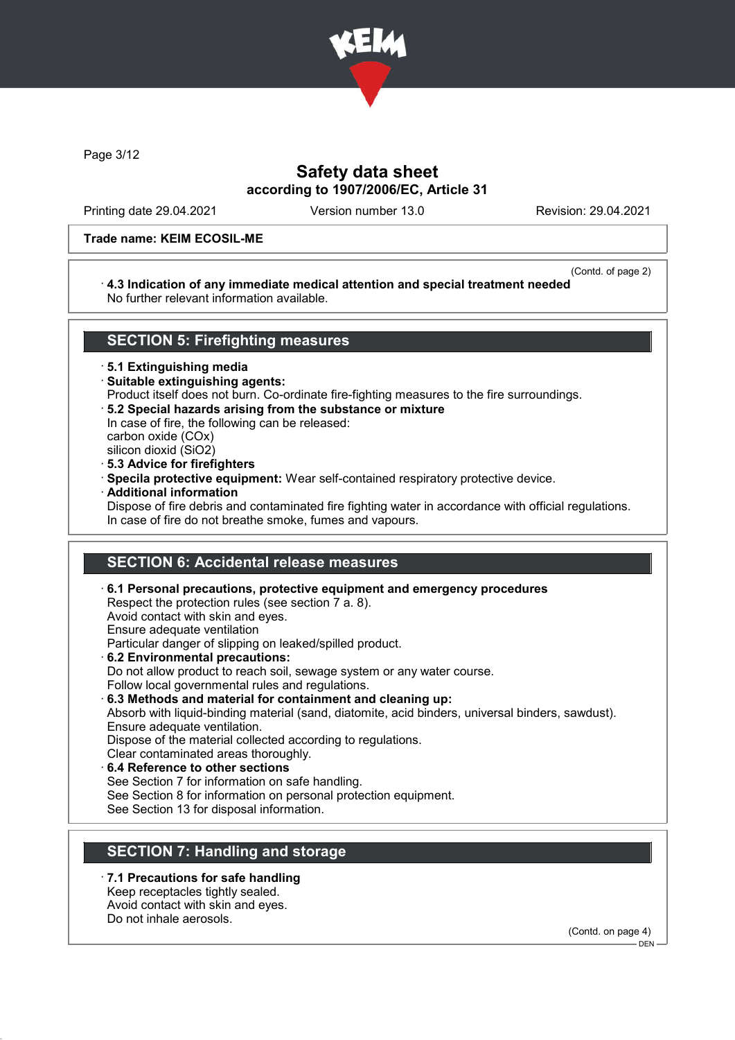**Trade name: KEIM ECOSIL-ME**

(Contd. of page 2)

· **4.3 Indication of any immediate medical attention and special treatment needed**
No further relevant information available.

## SECTION 5: Firefighting measures

· **5.1 Extinguishing media**
· **Suitable extinguishing agents:**
Product itself does not burn. Co-ordinate fire-fighting measures to the fire surroundings.
· **5.2 Special hazards arising from the substance or mixture**
In case of fire, the following can be released:
carbon oxide (COx)
silicon dioxid ($SiO_2$)
· **5.3 Advice for firefighters**
· **Specila protective equipment:** Wear self-contained respiratory protective device.
· **Additional information**
Dispose of fire debris and contaminated fire fighting water in accordance with official regulations.
In case of fire do not breathe smoke, fumes and vapours.

## SECTION 6: Accidental release measures

· **6.1 Personal precautions, protective equipment and emergency procedures**
Respect the protection rules (see section 7 a. 8).
Avoid contact with skin and eyes.
Ensure adequate ventilation
Particular danger of slipping on leaked/spilled product.
· **6.2 Environmental precautions:**
Do not allow product to reach soil, sewage system or any water course.
Follow local governmental rules and regulations.
· **6.3 Methods and material for containment and cleaning up:**
Absorb with liquid-binding material (sand, diatomite, acid binders, universal binders, sawdust).
Ensure adequate ventilation.
Dispose of the material collected according to regulations.
Clear contaminated areas thoroughly.
· **6.4 Reference to other sections**
See Section 7 for information on safe handling.
See Section 8 for information on personal protection equipment.
See Section 13 for disposal information.

## SECTION 7: Handling and storage

· **7.1 Precautions for safe handling**
Keep receptacles tightly sealed.
Avoid contact with skin and eyes.
Do not inhale aerosols.

(Contd. on page 4)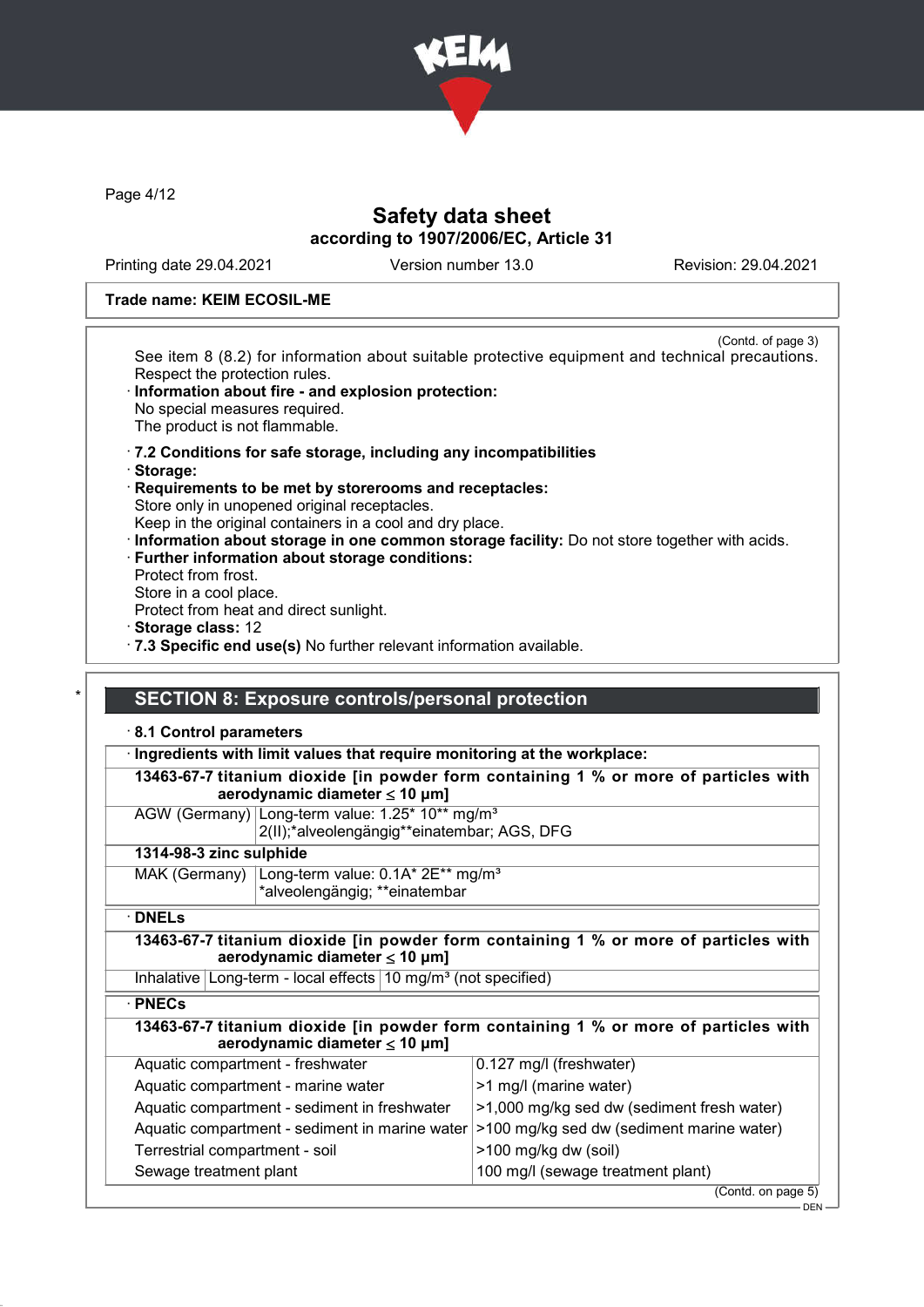Trade name: KEIM ECOSIL-ME

(Contd. of page 3)

See item 8 (8.2) for information about suitable protective equipment and technical precautions. Respect the protection rules.

· **Information about fire - and explosion protection:**
No special measures required.
The product is not flammable.

· **7.2 Conditions for safe storage, including any incompatibilities**
· **Storage:**
· **Requirements to be met by storerooms and receptacles:**
Store only in unopened original receptacles.
Keep in the original containers in a cool and dry place.
· **Information about storage in one common storage facility:** Do not store together with acids.
· **Further information about storage conditions:**
Protect from frost.
Store in a cool place.
Protect from heat and direct sunlight.
· **Storage class:** 12
· **7.3 Specific end use(s)** No further relevant information available.

## SECTION 8: Exposure controls/personal protection

· **8.1 Control parameters**

· **Ingredients with limit values that require monitoring at the workplace:**

| **13463-67-7 titanium dioxide [in powder form containing 1 % or more of particles with aerodynamic diameter ≤ 10 μm]** | |
|---|---|
| AGW (Germany) | Long-term value: 1.25* 10** mg/m³<br>2(II);*alveolengängig**einatembar; AGS, DFG |
| **1314-98-3 zinc sulphide** | |
| MAK (Germany) | Long-term value: 0.1A* 2E** mg/m³<br>*alveolengängig; **einatembar |

· **DNELs**

| **13463-67-7 titanium dioxide [in powder form containing 1 % or more of particles with aerodynamic diameter ≤ 10 μm]** | | |
|---|---|---|
| Inhalative | Long-term - local effects | 10 mg/m³ (not specified) |

· **PNECs**

| **13463-67-7 titanium dioxide [in powder form containing 1 % or more of particles with aerodynamic diameter ≤ 10 μm]** | |
|---|---|
| Aquatic compartment - freshwater | 0.127 mg/l (freshwater) |
| Aquatic compartment - marine water | >1 mg/l (marine water) |
| Aquatic compartment - sediment in freshwater | >1,000 mg/kg sed dw (sediment fresh water) |
| Aquatic compartment - sediment in marine water | >100 mg/kg sed dw (sediment marine water) |
| Terrestrial compartment - soil | >100 mg/kg dw (soil) |
| Sewage treatment plant | 100 mg/l (sewage treatment plant) |

(Contd. on page 5)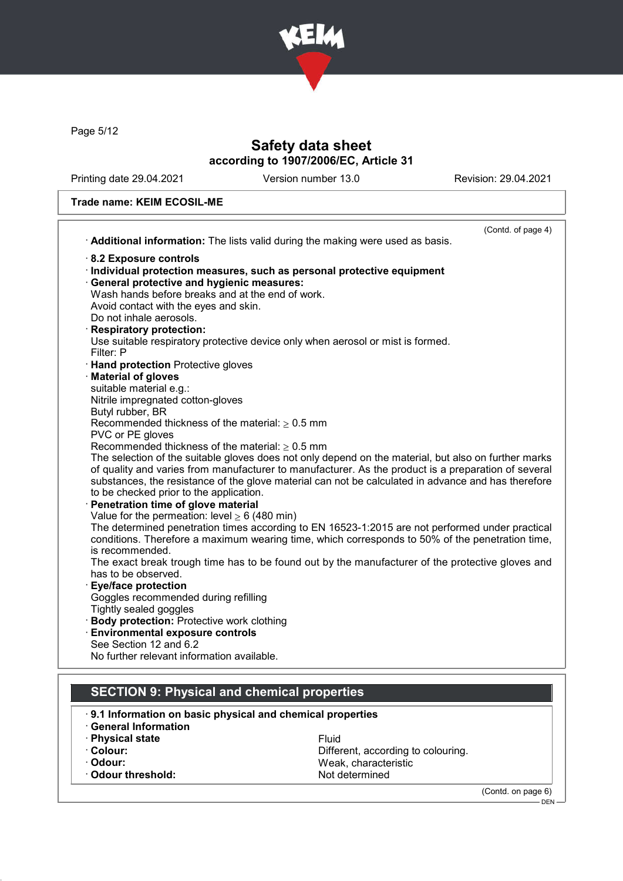Trade name: KEIM ECOSIL-ME

(Contd. of page 4)

· **Additional information:** The lists valid during the making were used as basis.

· **8.2 Exposure controls**
· **Individual protection measures, such as personal protective equipment**
· **General protective and hygienic measures:**
Wash hands before breaks and at the end of work.
Avoid contact with the eyes and skin.
Do not inhale aerosols.
· **Respiratory protection:**
Use suitable respiratory protective device only when aerosol or mist is formed.
Filter: P
· **Hand protection** Protective gloves
· **Material of gloves**
suitable material e.g.:
Nitrile impregnated cotton-gloves
Butyl rubber, BR
Recommended thickness of the material: ≥ 0.5 mm
PVC or PE gloves
Recommended thickness of the material: ≥ 0.5 mm
The selection of the suitable gloves does not only depend on the material, but also on further marks of quality and varies from manufacturer to manufacturer. As the product is a preparation of several substances, the resistance of the glove material can not be calculated in advance and has therefore to be checked prior to the application.
· **Penetration time of glove material**
Value for the permeation: level ≥ 6 (480 min)
The determined penetration times according to EN 16523-1:2015 are not performed under practical conditions. Therefore a maximum wearing time, which corresponds to 50% of the penetration time, is recommended.
The exact break trough time has to be found out by the manufacturer of the protective gloves and has to be observed.
· **Eye/face protection**
Goggles recommended during refilling
Tightly sealed goggles
· **Body protection:** Protective work clothing
· **Environmental exposure controls**
See Section 12 and 6.2
No further relevant information available.

## SECTION 9: Physical and chemical properties

· **9.1 Information on basic physical and chemical properties**
· **General Information**

| | |
|---|---|
| · **Physical state** | Fluid |
| · **Colour:** | Different, according to colouring. |
| · **Odour:** | Weak, characteristic |
| · **Odour threshold:** | Not determined |

(Contd. on page 6)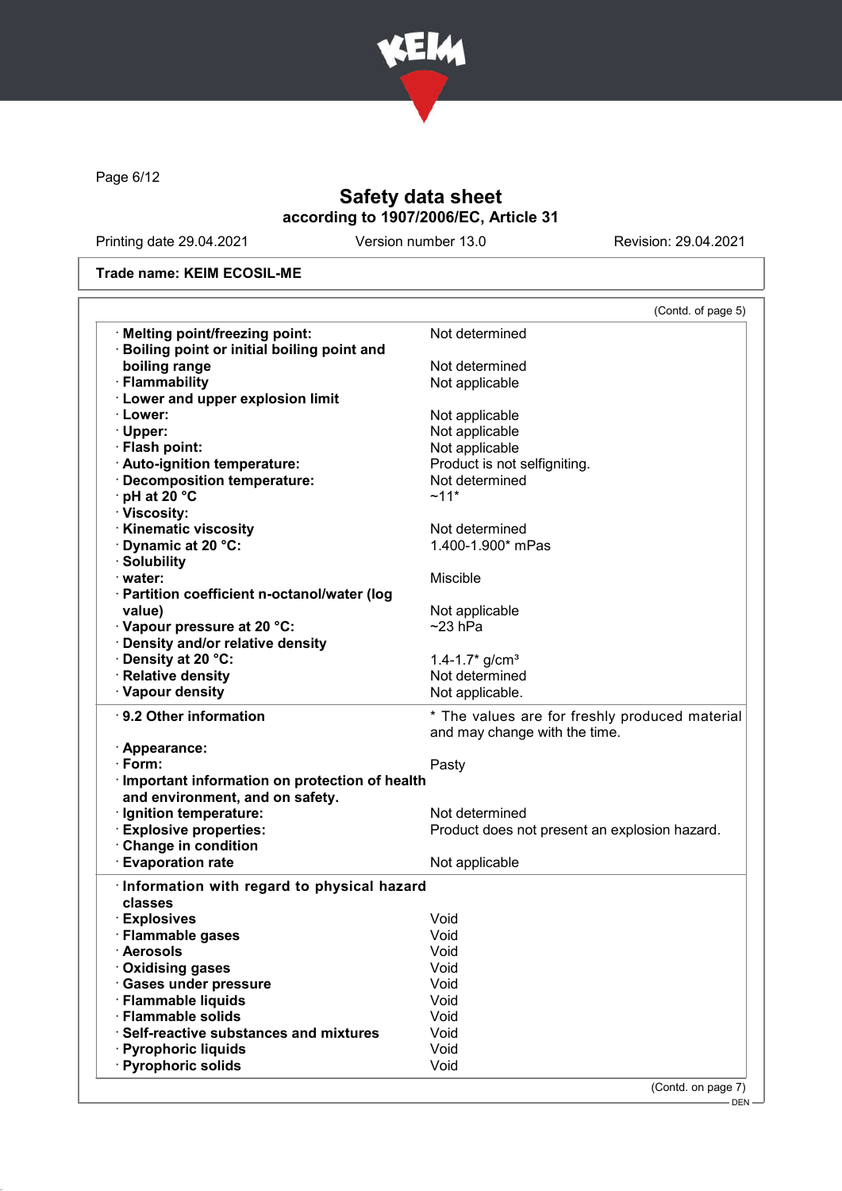# Safety data sheet
## according to 1907/2006/EC, Article 31

Printing date 29.04.2021 | Version number 13.0 | Revision: 29.04.2021

**Trade name: KEIM ECOSIL-ME**

(Contd. of page 5)

| | |
|---|---|
| · **Melting point/freezing point:** | Not determined |
| · **Boiling point or initial boiling point and boiling range** | Not determined |
| · **Flammability** | Not applicable |
| · **Lower and upper explosion limit** | |
| · **Lower:** | Not applicable |
| · **Upper:** | Not applicable |
| · **Flash point:** | Not applicable |
| · **Auto-ignition temperature:** | Product is not selfigniting. |
| · **Decomposition temperature:** | Not determined |
| · **pH at 20 °C** | ~11* |
| · **Viscosity:** | |
| · **Kinematic viscosity** | Not determined |
| · **Dynamic at 20 °C:** | 1.400-1.900* mPas |
| · **Solubility** | |
| · **water:** | Miscible |
| · **Partition coefficient n-octanol/water (log value)** | Not applicable |
| · **Vapour pressure at 20 °C:** | ~23 hPa |
| · **Density and/or relative density** | |
| · **Density at 20 °C:** | 1.4-1.7* g/cm³ |
| · **Relative density** | Not determined |
| · **Vapour density** | Not applicable. |

| | |
|---|---|
| · **9.2 Other information** | * The values are for freshly produced material and may change with the time. |
| · **Appearance:** | |
| · **Form:** | Pasty |
| · **Important information on protection of health and environment, and on safety.** | |
| · **Ignition temperature:** | Not determined |
| · **Explosive properties:** | Product does not present an explosion hazard. |
| · **Change in condition** | |
| · **Evaporation rate** | Not applicable |

| | |
|---|---|
| · **Information with regard to physical hazard classes** | |
| · **Explosives** | Void |
| · **Flammable gases** | Void |
| · **Aerosols** | Void |
| · **Oxidising gases** | Void |
| · **Gases under pressure** | Void |
| · **Flammable liquids** | Void |
| · **Flammable solids** | Void |
| · **Self-reactive substances and mixtures** | Void |
| · **Pyrophoric liquids** | Void |
| · **Pyrophoric solids** | Void |

(Contd. on page 7)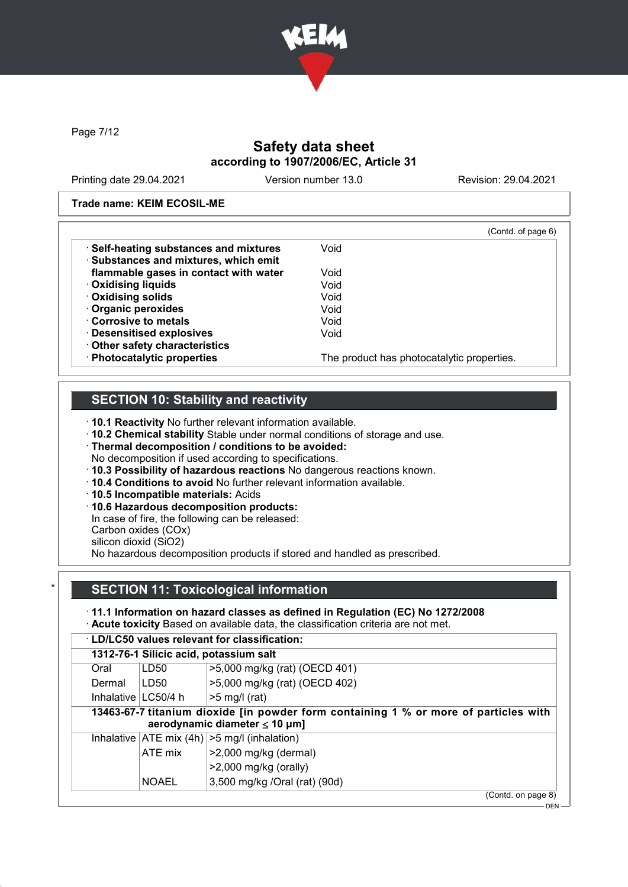Trade name: KEIM ECOSIL-ME

(Contd. of page 6)

| | |
|---|---|
| · **Self-heating substances and mixtures** | Void |
| · **Substances and mixtures, which emit flammable gases in contact with water** | Void |
| · **Oxidising liquids** | Void |
| · **Oxidising solids** | Void |
| · **Organic peroxides** | Void |
| · **Corrosive to metals** | Void |
| · **Desensitised explosives** | Void |
| · **Other safety characteristics** | |
| · **Photocatalytic properties** | The product has photocatalytic properties. |

## SECTION 10: Stability and reactivity

· **10.1 Reactivity** No further relevant information available.
· **10.2 Chemical stability** Stable under normal conditions of storage and use.
· **Thermal decomposition / conditions to be avoided:**
No decomposition if used according to specifications.
· **10.3 Possibility of hazardous reactions** No dangerous reactions known.
· **10.4 Conditions to avoid** No further relevant information available.
· **10.5 Incompatible materials:** Acids
· **10.6 Hazardous decomposition products:**
In case of fire, the following can be released:
Carbon oxides (COx)
silicon dioxid (SiO2)
No hazardous decomposition products if stored and handled as prescribed.

## SECTION 11: Toxicological information

· **11.1 Information on hazard classes as defined in Regulation (EC) No 1272/2008**
· **Acute toxicity** Based on available data, the classification criteria are not met.

| · **LD/LC50 values relevant for classification:** | | |
|---|---|---|
| **1312-76-1 Silicic acid, potassium salt** | | |
| Oral | LD50 | >5,000 mg/kg (rat) (OECD 401) |
| Dermal | LD50 | >5,000 mg/kg (rat) (OECD 402) |
| Inhalative | LC50/4 h | >5 mg/l (rat) |
| **13463-67-7 titanium dioxide [in powder form containing 1 % or more of particles with aerodynamic diameter ≤ 10 μm]** | | |
| Inhalative | ATE mix (4h) | >5 mg/l (inhalation) |
| | ATE mix | >2,000 mg/kg (dermal) |
| | | >2,000 mg/kg (orally) |
| | NOAEL | 3,500 mg/kg /Oral (rat) (90d) |

(Contd. on page 8)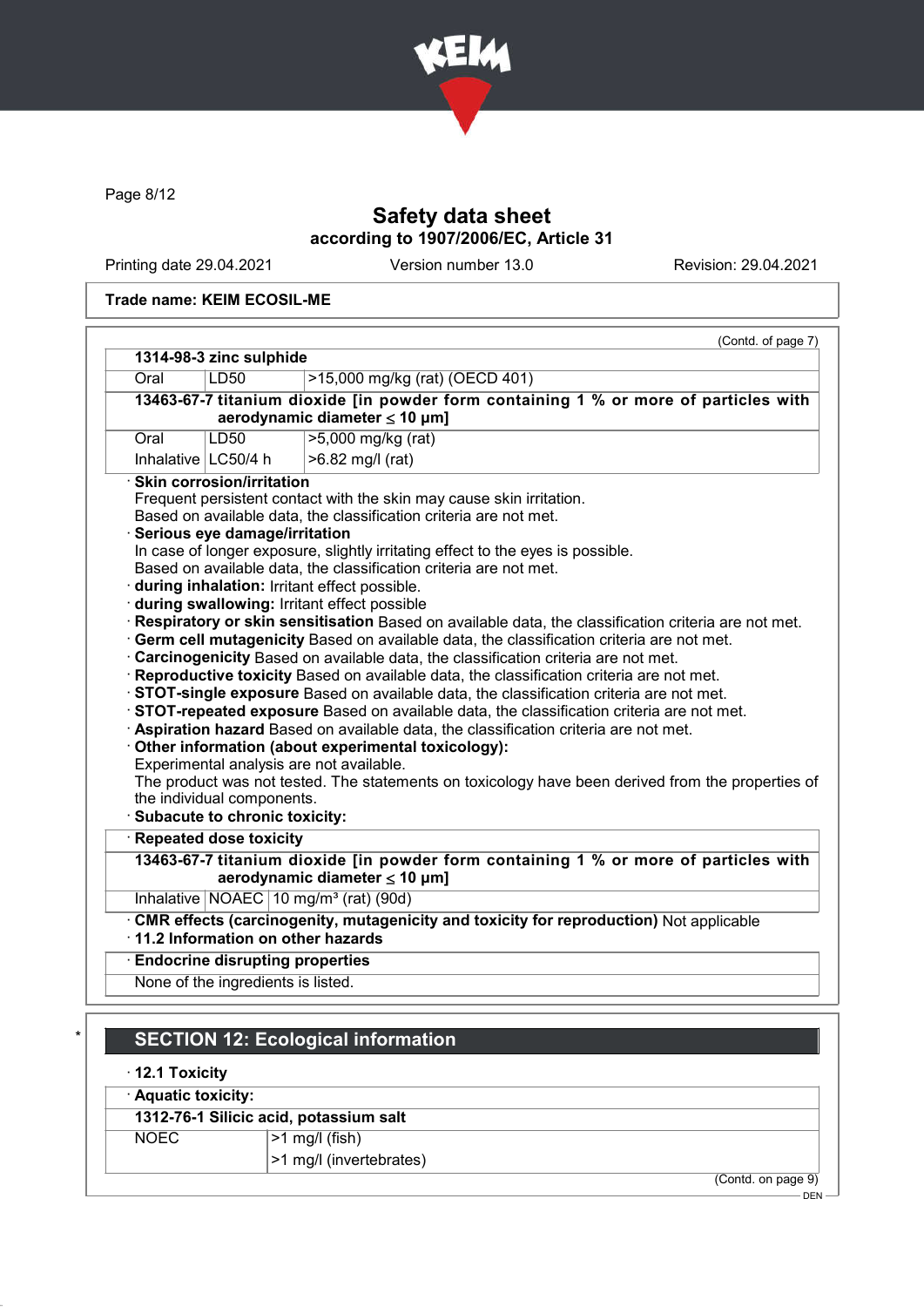**Safety data sheet**
**according to 1907/2006/EC, Article 31**

Printing date 29.04.2021 | Version number 13.0 | Revision: 29.04.2021

**Trade name: KEIM ECOSIL-ME**

(Contd. of page 7)

| **1314-98-3 zinc sulphide** | | |
|---|---|---|
| Oral | LD50 | >15,000 mg/kg (rat) (OECD 401) |
| **13463-67-7 titanium dioxide [in powder form containing 1 % or more of particles with aerodynamic diameter ≤ 10 μm]** | | |
| Oral | LD50 | >5,000 mg/kg (rat) |
| Inhalative | LC50/4 h | >6.82 mg/l (rat) |

· **Skin corrosion/irritation**
Frequent persistent contact with the skin may cause skin irritation.
Based on available data, the classification criteria are not met.
· **Serious eye damage/irritation**
In case of longer exposure, slightly irritating effect to the eyes is possible.
Based on available data, the classification criteria are not met.
· **during inhalation:** Irritant effect possible.
· **during swallowing:** Irritant effect possible
· **Respiratory or skin sensitisation** Based on available data, the classification criteria are not met.
· **Germ cell mutagenicity** Based on available data, the classification criteria are not met.
· **Carcinogenicity** Based on available data, the classification criteria are not met.
· **Reproductive toxicity** Based on available data, the classification criteria are not met.
· **STOT-single exposure** Based on available data, the classification criteria are not met.
· **STOT-repeated exposure** Based on available data, the classification criteria are not met.
· **Aspiration hazard** Based on available data, the classification criteria are not met.
· **Other information (about experimental toxicology):**
Experimental analysis are not available.
The product was not tested. The statements on toxicology have been derived from the properties of the individual components.
· **Subacute to chronic toxicity:**

| · **Repeated dose toxicity** | | |
|---|---|---|
| **13463-67-7 titanium dioxide [in powder form containing 1 % or more of particles with aerodynamic diameter ≤ 10 μm]** | | |
| Inhalative | NOAEC | 10 mg/m³ (rat) (90d) |

· **CMR effects (carcinogenity, mutagenicity and toxicity for reproduction)** Not applicable
· **11.2 Information on other hazards**

| · **Endocrine disrupting properties** |
|---|
| None of the ingredients is listed. |

## SECTION 12: Ecological information

· **12.1 Toxicity**

| · **Aquatic toxicity:** | |
|---|---|
| **1312-76-1 Silicic acid, potassium salt** | |
| NOEC | >1 mg/l (fish) |
| | >1 mg/l (invertebrates) |

(Contd. on page 9)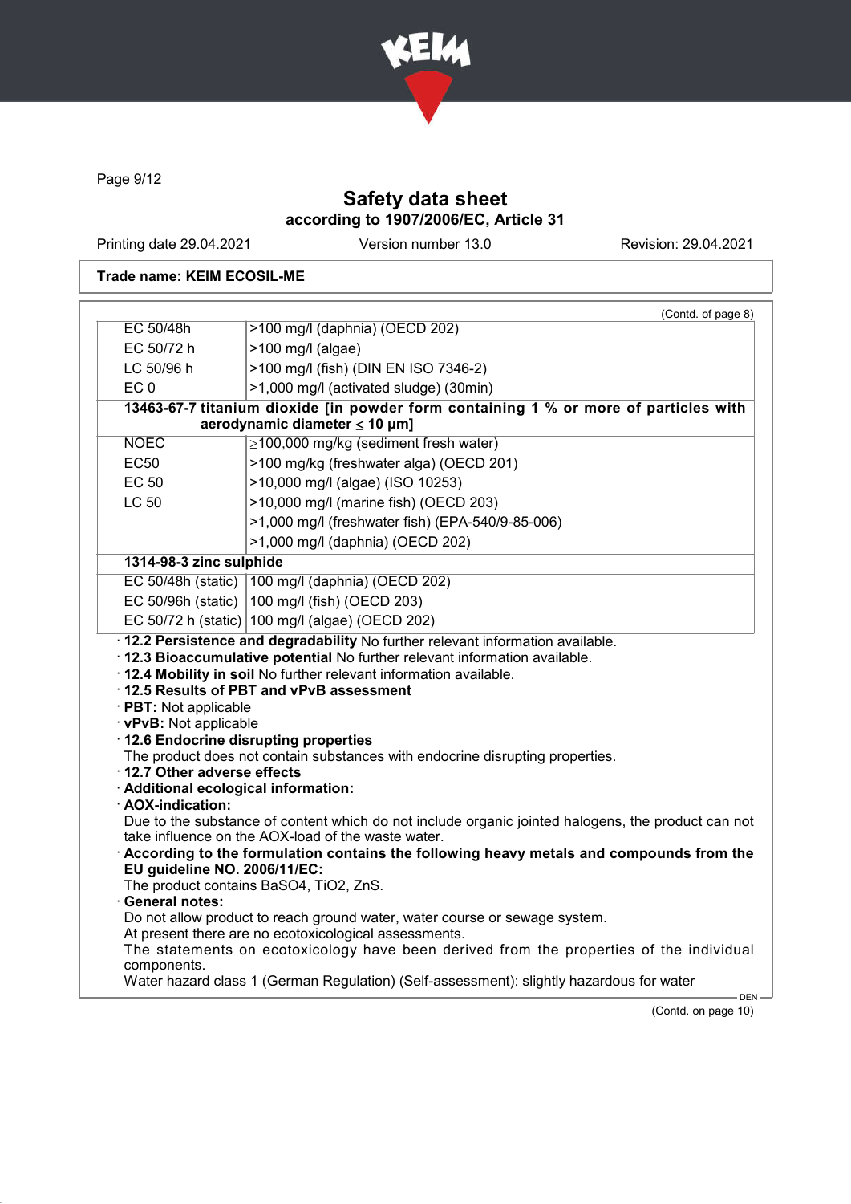**Trade name: KEIM ECOSIL-ME**

(Contd. of page 8)

| | |
|---|---|
| EC 50/48h | >100 mg/l (daphnia) (OECD 202) |
| EC 50/72 h | >100 mg/l (algae) |
| LC 50/96 h | >100 mg/l (fish) (DIN EN ISO 7346-2) |
| EC 0 | >1,000 mg/l (activated sludge) (30min) |
| **13463-67-7 titanium dioxide [in powder form containing 1 % or more of particles with aerodynamic diameter ≤ 10 μm]** | |
| NOEC | ≥100,000 mg/kg (sediment fresh water) |
| EC50 | >100 mg/kg (freshwater alga) (OECD 201) |
| EC 50 | >10,000 mg/l (algae) (ISO 10253) |
| LC 50 | >10,000 mg/l (marine fish) (OECD 203) |
| | >1,000 mg/l (freshwater fish) (EPA-540/9-85-006) |
| | >1,000 mg/l (daphnia) (OECD 202) |
| **1314-98-3 zinc sulphide** | |
| EC 50/48h (static) | 100 mg/l (daphnia) (OECD 202) |
| EC 50/96h (static) | 100 mg/l (fish) (OECD 203) |
| EC 50/72 h (static) | 100 mg/l (algae) (OECD 202) |

· **12.2 Persistence and degradability** No further relevant information available.
· **12.3 Bioaccumulative potential** No further relevant information available.
· **12.4 Mobility in soil** No further relevant information available.
· **12.5 Results of PBT and vPvB assessment**
· **PBT:** Not applicable
· **vPvB:** Not applicable
· **12.6 Endocrine disrupting properties**
The product does not contain substances with endocrine disrupting properties.
· **12.7 Other adverse effects**
· **Additional ecological information:**
· **AOX-indication:**
Due to the substance of content which do not include organic jointed halogens, the product can not take influence on the AOX-load of the waste water.
· **According to the formulation contains the following heavy metals and compounds from the EU guideline NO. 2006/11/EC:**
The product contains $BaSO_4$, $TiO_2$, ZnS.
· **General notes:**
Do not allow product to reach ground water, water course or sewage system.
At present there are no ecotoxicological assessments.
The statements on ecotoxicology have been derived from the properties of the individual components.
Water hazard class 1 (German Regulation) (Self-assessment): slightly hazardous for water

(Contd. on page 10)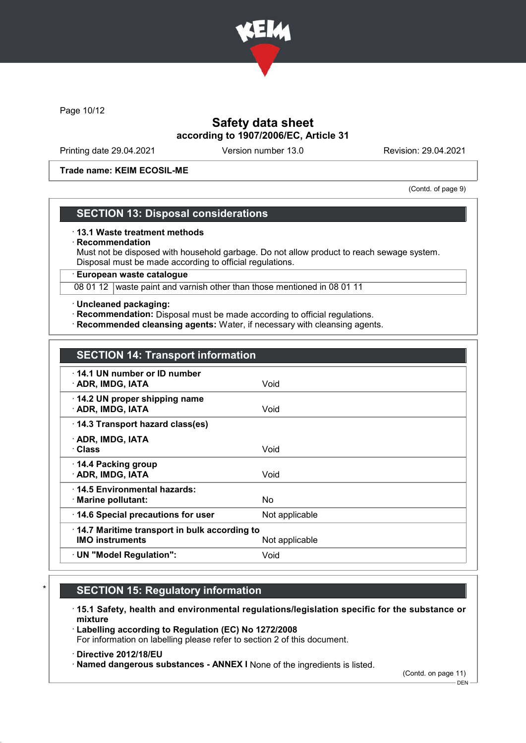Trade name: KEIM ECOSIL-ME

(Contd. of page 9)

## SECTION 13: Disposal considerations

· **13.1 Waste treatment methods**
· **Recommendation**
Must not be disposed with household garbage. Do not allow product to reach sewage system.
Disposal must be made according to official regulations.

| · European waste catalogue | |
|---|---|
| 08 01 12 | waste paint and varnish other than those mentioned in 08 01 11 |

· **Uncleaned packaging:**
· **Recommendation:** Disposal must be made according to official regulations.
· **Recommended cleansing agents:** Water, if necessary with cleansing agents.

## SECTION 14: Transport information

| | |
|---|---|
| · **14.1 UN number or ID number** | |
| · **ADR, IMDG, IATA** | Void |
| · **14.2 UN proper shipping name** | |
| · **ADR, IMDG, IATA** | Void |
| · **14.3 Transport hazard class(es)** | |
| · **ADR, IMDG, IATA** | |
| · **Class** | Void |
| · **14.4 Packing group** | |
| · **ADR, IMDG, IATA** | Void |
| · **14.5 Environmental hazards:** | |
| · **Marine pollutant:** | No |
| · **14.6 Special precautions for user** | Not applicable |
| · **14.7 Maritime transport in bulk according to IMO instruments** | Not applicable |
| · **UN "Model Regulation":** | Void |

## * SECTION 15: Regulatory information

· **15.1 Safety, health and environmental regulations/legislation specific for the substance or mixture**
· **Labelling according to Regulation (EC) No 1272/2008**
For information on labelling please refer to section 2 of this document.

· **Directive 2012/18/EU**
· **Named dangerous substances - ANNEX I** None of the ingredients is listed.

(Contd. on page 11)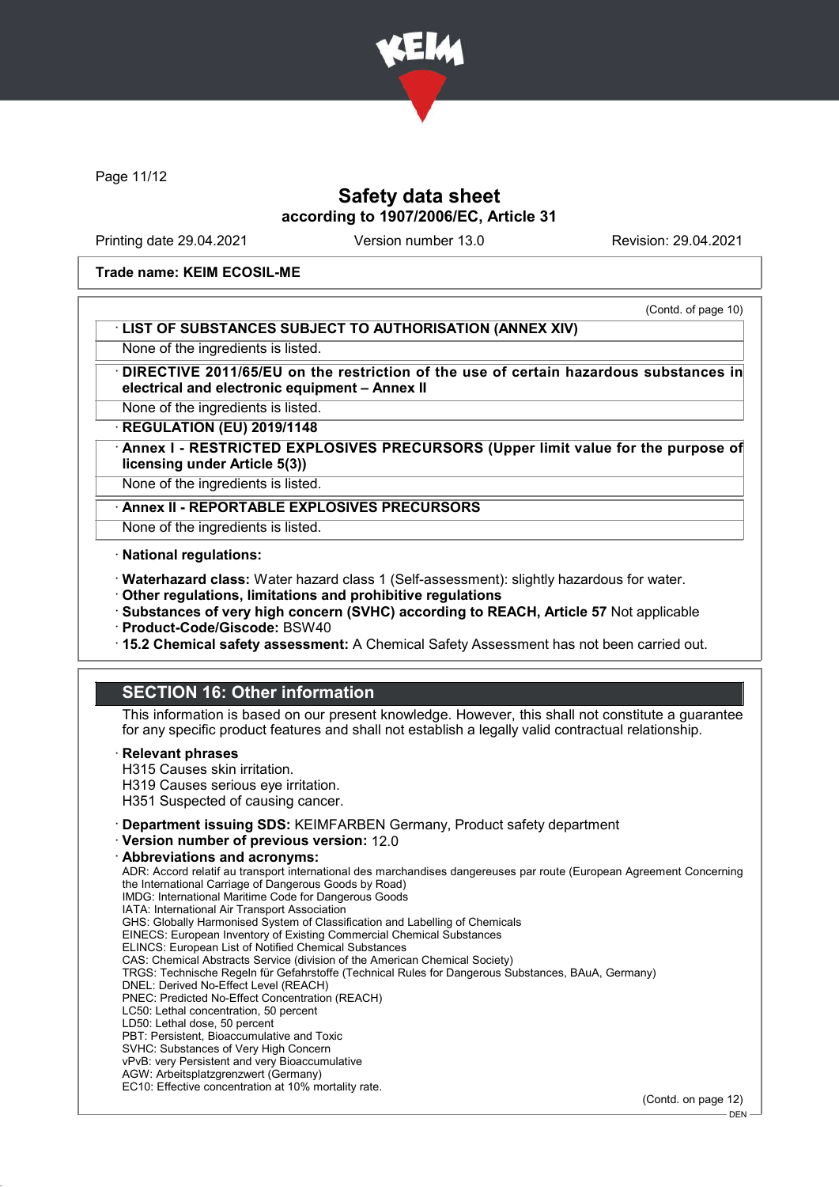**Trade name: KEIM ECOSIL-ME**

(Contd. of page 10)

· **LIST OF SUBSTANCES SUBJECT TO AUTHORISATION (ANNEX XIV)**

None of the ingredients is listed.

· **DIRECTIVE 2011/65/EU on the restriction of the use of certain hazardous substances in electrical and electronic equipment – Annex II**

None of the ingredients is listed.

· **REGULATION (EU) 2019/1148**

· **Annex I - RESTRICTED EXPLOSIVES PRECURSORS (Upper limit value for the purpose of licensing under Article 5(3))**

None of the ingredients is listed.

· **Annex II - REPORTABLE EXPLOSIVES PRECURSORS**

None of the ingredients is listed.

· **National regulations:**

· **Waterhazard class:** Water hazard class 1 (Self-assessment): slightly hazardous for water.
· **Other regulations, limitations and prohibitive regulations**
· **Substances of very high concern (SVHC) according to REACH, Article 57** Not applicable
· **Product-Code/Giscode:** BSW40
· **15.2 Chemical safety assessment:** A Chemical Safety Assessment has not been carried out.

## SECTION 16: Other information

This information is based on our present knowledge. However, this shall not constitute a guarantee for any specific product features and shall not establish a legally valid contractual relationship.

· **Relevant phrases**
H315 Causes skin irritation.
H319 Causes serious eye irritation.
H351 Suspected of causing cancer.

· **Department issuing SDS:** KEIMFARBEN Germany, Product safety department
· **Version number of previous version:** 12.0
· **Abbreviations and acronyms:**
ADR: Accord relatif au transport international des marchandises dangereuses par route (European Agreement Concerning the International Carriage of Dangerous Goods by Road)
IMDG: International Maritime Code for Dangerous Goods
IATA: International Air Transport Association
GHS: Globally Harmonised System of Classification and Labelling of Chemicals
EINECS: European Inventory of Existing Commercial Chemical Substances
ELINCS: European List of Notified Chemical Substances
CAS: Chemical Abstracts Service (division of the American Chemical Society)
TRGS: Technische Regeln für Gefahrstoffe (Technical Rules for Dangerous Substances, BAuA, Germany)
DNEL: Derived No-Effect Level (REACH)
PNEC: Predicted No-Effect Concentration (REACH)
LC50: Lethal concentration, 50 percent
LD50: Lethal dose, 50 percent
PBT: Persistent, Bioaccumulative and Toxic
SVHC: Substances of Very High Concern
vPvB: very Persistent and very Bioaccumulative
AGW: Arbeitsplatzgrenzwert (Germany)
EC10: Effective concentration at 10% mortality rate.

(Contd. on page 12)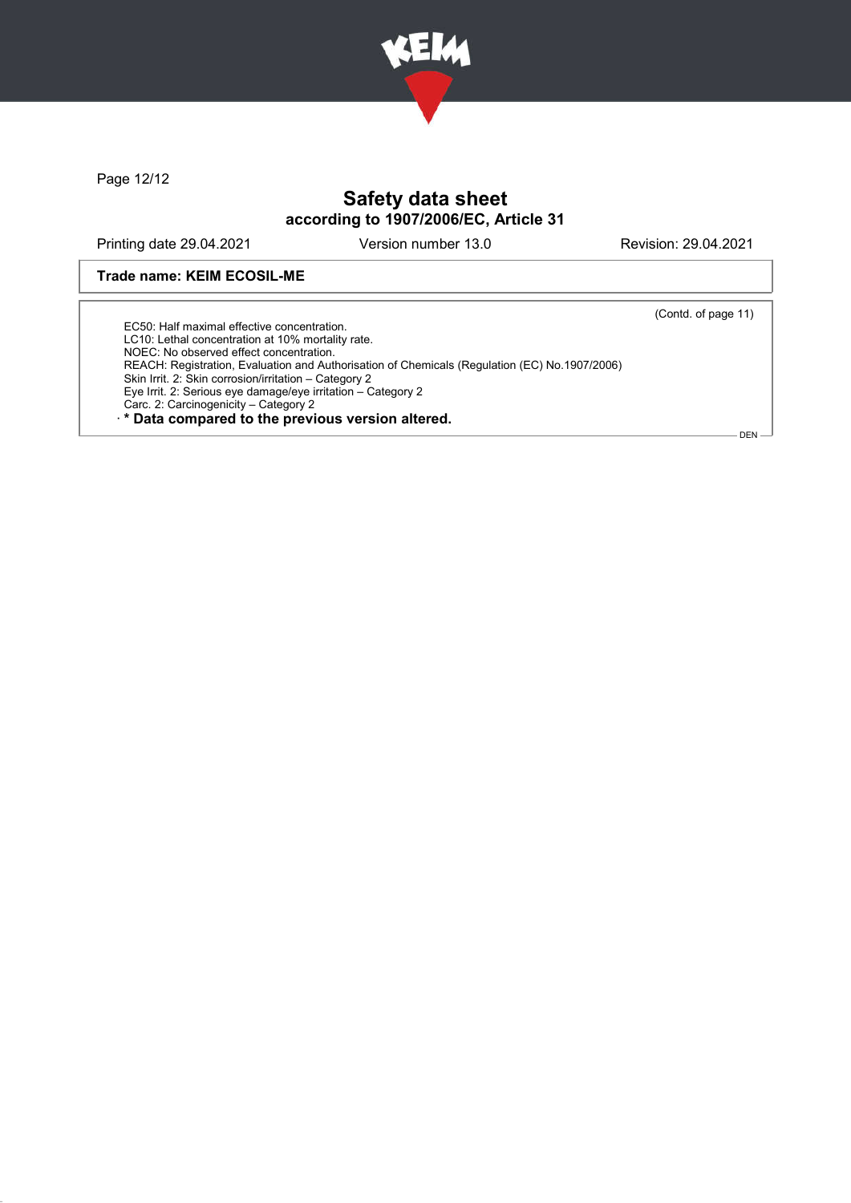**Trade name: KEIM ECOSIL-ME**

(Contd. of page 11)

EC50: Half maximal effective concentration.
LC10: Lethal concentration at 10% mortality rate.
NOEC: No observed effect concentration.
REACH: Registration, Evaluation and Authorisation of Chemicals (Regulation (EC) No.1907/2006)
Skin Irrit. 2: Skin corrosion/irritation – Category 2
Eye Irrit. 2: Serious eye damage/eye irritation – Category 2
Carc. 2: Carcinogenicity – Category 2

· **\* Data compared to the previous version altered.**

DEN